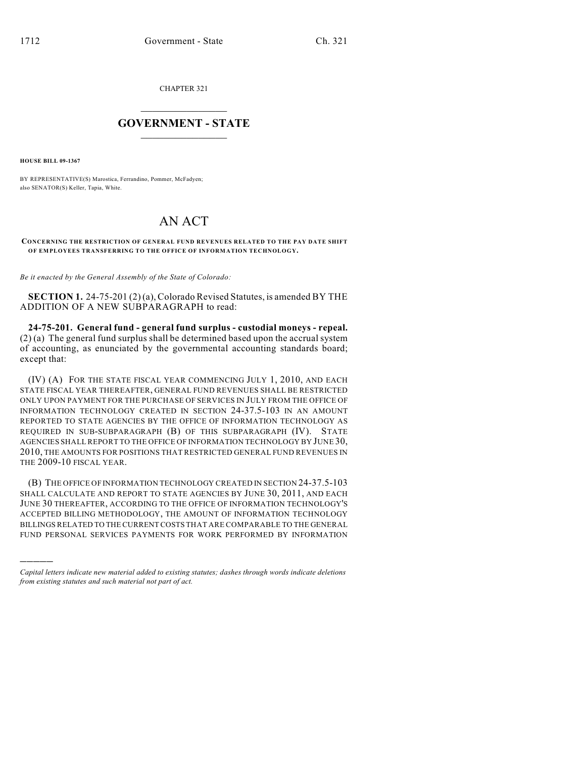CHAPTER 321

# GOVERNMENT - STATE

**HOUSE BILL 09-1367**

BY REPRESENTATIVE(S) Marostica, Ferrandino, Pommer, McFadyen; also SENATOR(S) Keller, Tapia, White.

# AN ACT

**CONCERNING THE RESTRICTION OF GENERAL FUND REVENUES RELATED TO THE PAY DATE SHIFT OF EMPLOYEES TRANSFERRING TO THE OFFICE OF INFORMATION TECHNOLOGY.**

*Be it enacted by the General Assembly of the State of Colorado:*

**SECTION 1.** 24-75-201 (2) (a), Colorado Revised Statutes, is amended BY THE ADDITION OF A NEW SUBPARAGRAPH to read:

**24-75-201. General fund - general fund surplus - custodial moneys - repeal.** (2) (a) The general fund surplus shall be determined based upon the accrual system of accounting, as enunciated by the governmental accounting standards board; except that:

(IV) (A) FOR THE STATE FISCAL YEAR COMMENCING JULY 1, 2010, AND EACH STATE FISCAL YEAR THEREAFTER, GENERAL FUND REVENUES SHALL BE RESTRICTED ONLY UPON PAYMENT FOR THE PURCHASE OF SERVICES IN JULY FROM THE OFFICE OF INFORMATION TECHNOLOGY CREATED IN SECTION 24-37.5-103 IN AN AMOUNT REPORTED TO STATE AGENCIES BY THE OFFICE OF INFORMATION TECHNOLOGY AS REQUIRED IN SUB-SUBPARAGRAPH (B) OF THIS SUBPARAGRAPH (IV). STATE AGENCIES SHALL REPORT TO THE OFFICE OF INFORMATION TECHNOLOGY BY JUNE 30, 2010, THE AMOUNTS FOR POSITIONS THAT RESTRICTED GENERAL FUND REVENUES IN THE 2009-10 FISCAL YEAR.

(B) THE OFFICE OF INFORMATION TECHNOLOGY CREATED IN SECTION 24-37.5-103 SHALL CALCULATE AND REPORT TO STATE AGENCIES BY JUNE 30, 2011, AND EACH JUNE 30 THEREAFTER, ACCORDING TO THE OFFICE OF INFORMATION TECHNOLOGY'S ACCEPTED BILLING METHODOLOGY, THE AMOUNT OF INFORMATION TECHNOLOGY BILLINGS RELATED TO THE CURRENT COSTS THAT ARE COMPARABLE TO THE GENERAL FUND PERSONAL SERVICES PAYMENTS FOR WORK PERFORMED BY INFORMATION

---

*Capital letters indicate new material added to existing statutes; dashes through words indicate deletions from existing statutes and such material not part of act.*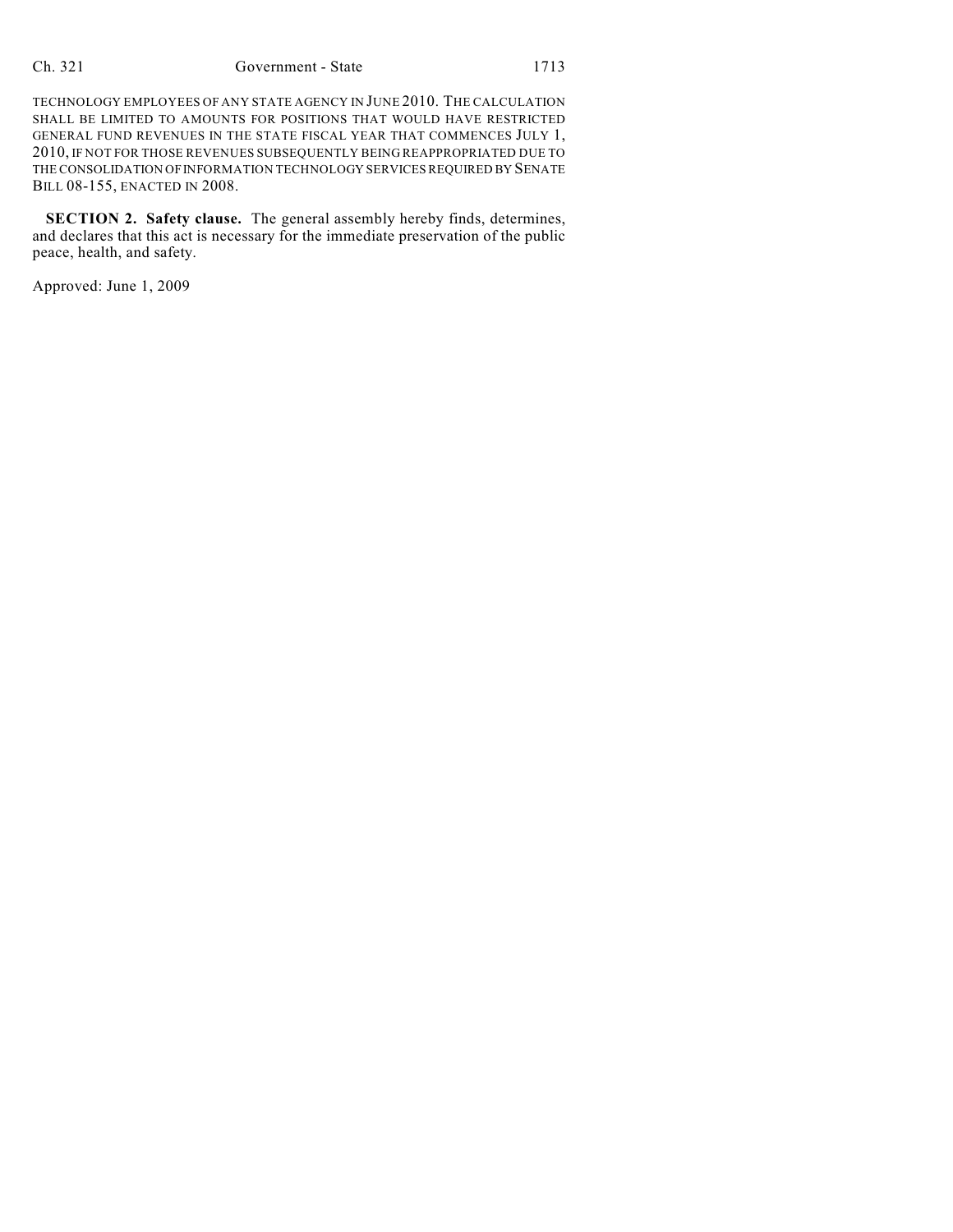TECHNOLOGY EMPLOYEES OF ANY STATE AGENCY IN JUNE 2010. THE CALCULATION SHALL BE LIMITED TO AMOUNTS FOR POSITIONS THAT WOULD HAVE RESTRICTED GENERAL FUND REVENUES IN THE STATE FISCAL YEAR THAT COMMENCES JULY 1, 2010, IF NOT FOR THOSE REVENUES SUBSEQUENTLY BEING REAPPROPRIATED DUE TO THE CONSOLIDATION OF INFORMATION TECHNOLOGY SERVICES REQUIRED BY SENATE BILL 08-155, ENACTED IN 2008.

**SECTION 2. Safety clause.** The general assembly hereby finds, determines, and declares that this act is necessary for the immediate preservation of the public peace, health, and safety.

Approved: June 1, 2009